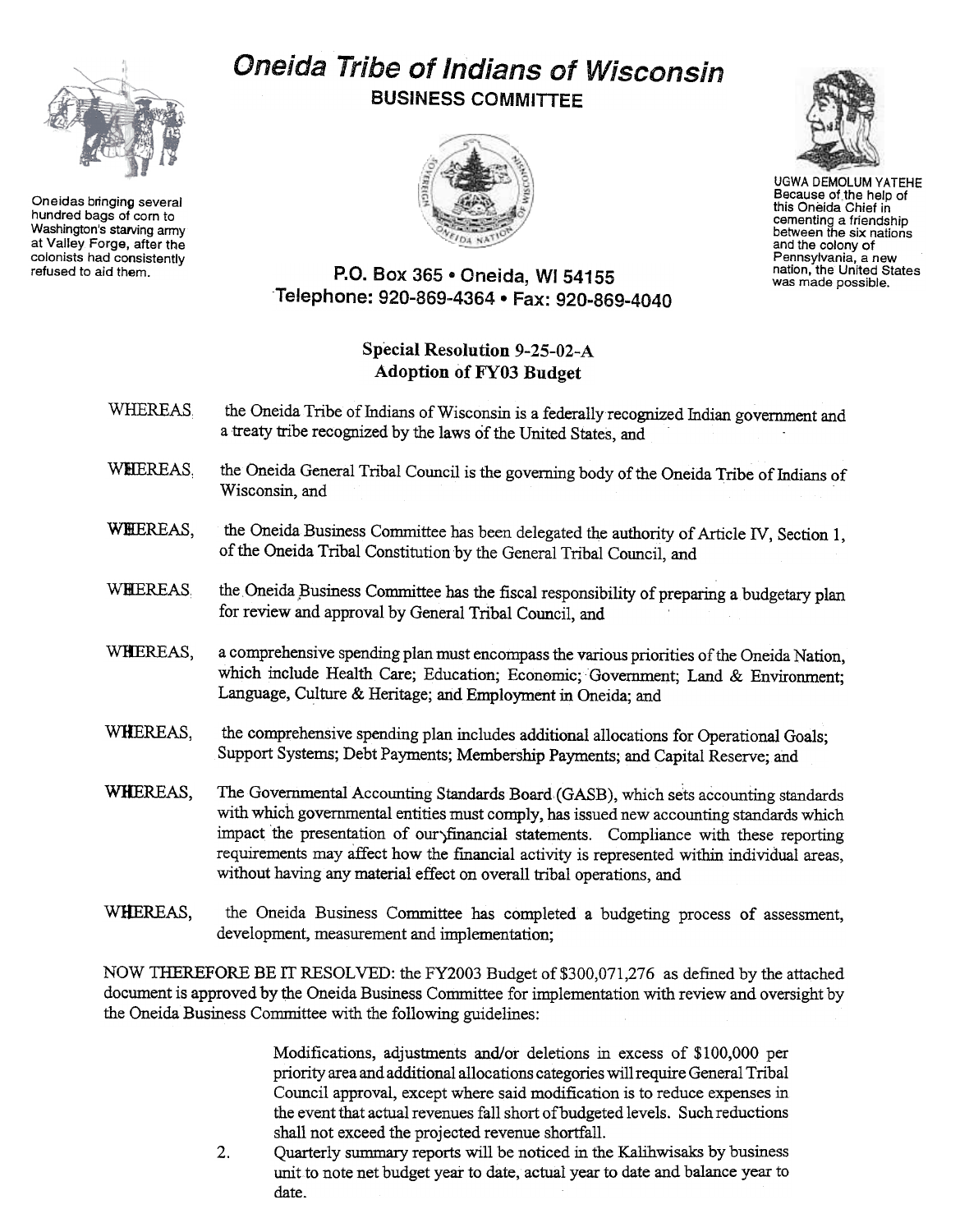# Oneida Tribe of Indians of Wisconsin

**BUSINESS COMMITTEE**

Oneidas bringing several hundred bags of corn to Washington's starving army at Valley Forge, after the colonists had consistently refused to aid them.

UGWA DEMOLUM YATEHE
Because of the help of this Oneida Chief in cementing a friendship between the six nations and the colony of Pennsylvania, a new nation, the United States was made possible.

**P.O. Box 365 • Oneida, WI 54155**
**Telephone: 920-869-4364 • Fax: 920-869-4040**

## Special Resolution 9-25-02-A
## Adoption of FY03 Budget

WHEREAS, the Oneida Tribe of Indians of Wisconsin is a federally recognized Indian government and a treaty tribe recognized by the laws of the United States, and

WHEREAS, the Oneida General Tribal Council is the governing body of the Oneida Tribe of Indians of Wisconsin, and

WHEREAS, the Oneida Business Committee has been delegated the authority of Article IV, Section 1, of the Oneida Tribal Constitution by the General Tribal Council, and

WHEREAS, the Oneida Business Committee has the fiscal responsibility of preparing a budgetary plan for review and approval by General Tribal Council, and

WHEREAS, a comprehensive spending plan must encompass the various priorities of the Oneida Nation, which include Health Care; Education; Economic; Government; Land & Environment; Language, Culture & Heritage; and Employment in Oneida; and

WHEREAS, the comprehensive spending plan includes additional allocations for Operational Goals; Support Systems; Debt Payments; Membership Payments; and Capital Reserve; and

WHEREAS, The Governmental Accounting Standards Board (GASB), which sets accounting standards with which governmental entities must comply, has issued new accounting standards which impact the presentation of our financial statements. Compliance with these reporting requirements may affect how the financial activity is represented within individual areas, without having any material effect on overall tribal operations, and

WHEREAS, the Oneida Business Committee has completed a budgeting process of assessment, development, measurement and implementation;

NOW THEREFORE BE IT RESOLVED: the FY2003 Budget of $300,071,276 as defined by the attached document is approved by the Oneida Business Committee for implementation with review and oversight by the Oneida Business Committee with the following guidelines:

1. Modifications, adjustments and/or deletions in excess of $100,000 per priority area and additional allocations categories will require General Tribal Council approval, except where said modification is to reduce expenses in the event that actual revenues fall short of budgeted levels. Such reductions shall not exceed the projected revenue shortfall.
2. Quarterly summary reports will be noticed in the Kalihwisaks by business unit to note net budget year to date, actual year to date and balance year to date.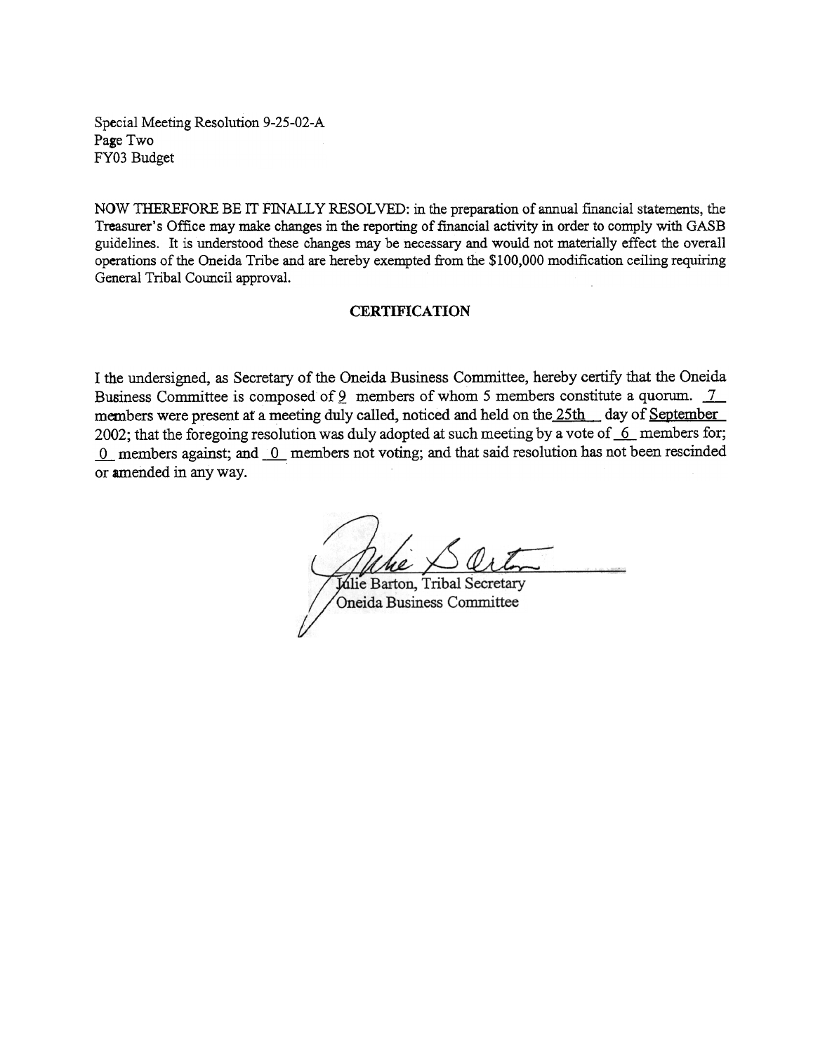Special Meeting Resolution 9-25-02-A
Page Two
FY03 Budget

NOW THEREFORE BE IT FINALLY RESOLVED: in the preparation of annual financial statements, the Treasurer's Office may make changes in the reporting of financial activity in order to comply with GASB guidelines. It is understood these changes may be necessary and would not materially effect the overall operations of the Oneida Tribe and are hereby exempted from the $100,000 modification ceiling requiring General Tribal Council approval.

## CERTIFICATION

I the undersigned, as Secretary of the Oneida Business Committee, hereby certify that the Oneida Business Committee is composed of 9 members of whom 5 members constitute a quorum. 7 members were present at a meeting duly called, noticed and held on the 25th day of September 2002; that the foregoing resolution was duly adopted at such meeting by a vote of 6 members for; 0 members against; and 0 members not voting; and that said resolution has not been rescinded or amended in any way.

Julie Barton, Tribal Secretary
Oneida Business Committee